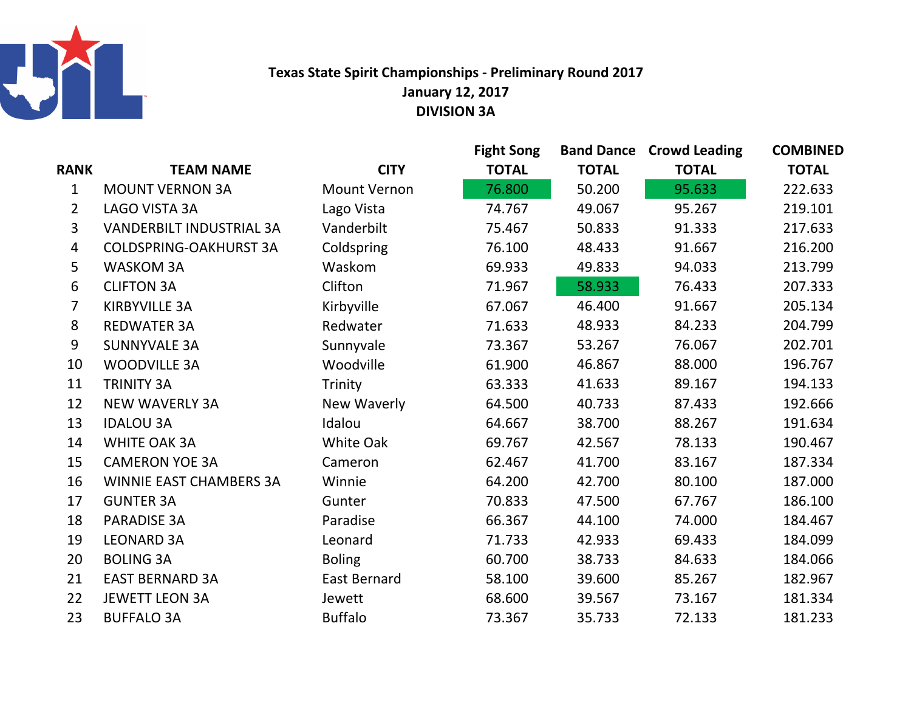# Texas State Spirit Championships - Preliminary Round 2017

**January 12, 2017**

**DIVISION 3A**

| RANK | TEAM NAME | CITY | Fight Song TOTAL | Band Dance TOTAL | Crowd Leading TOTAL | COMBINED TOTAL |
|---|---|---|---|---|---|---|
| 1 | MOUNT VERNON 3A | Mount Vernon | 76.800 | 50.200 | 95.633 | 222.633 |
| 2 | LAGO VISTA 3A | Lago Vista | 74.767 | 49.067 | 95.267 | 219.101 |
| 3 | VANDERBILT INDUSTRIAL 3A | Vanderbilt | 75.467 | 50.833 | 91.333 | 217.633 |
| 4 | COLDSPRING-OAKHURST 3A | Coldspring | 76.100 | 48.433 | 91.667 | 216.200 |
| 5 | WASKOM 3A | Waskom | 69.933 | 49.833 | 94.033 | 213.799 |
| 6 | CLIFTON 3A | Clifton | 71.967 | 58.933 | 76.433 | 207.333 |
| 7 | KIRBYVILLE 3A | Kirbyville | 67.067 | 46.400 | 91.667 | 205.134 |
| 8 | REDWATER 3A | Redwater | 71.633 | 48.933 | 84.233 | 204.799 |
| 9 | SUNNYVALE 3A | Sunnyvale | 73.367 | 53.267 | 76.067 | 202.701 |
| 10 | WOODVILLE 3A | Woodville | 61.900 | 46.867 | 88.000 | 196.767 |
| 11 | TRINITY 3A | Trinity | 63.333 | 41.633 | 89.167 | 194.133 |
| 12 | NEW WAVERLY 3A | New Waverly | 64.500 | 40.733 | 87.433 | 192.666 |
| 13 | IDALOU 3A | Idalou | 64.667 | 38.700 | 88.267 | 191.634 |
| 14 | WHITE OAK 3A | White Oak | 69.767 | 42.567 | 78.133 | 190.467 |
| 15 | CAMERON YOE 3A | Cameron | 62.467 | 41.700 | 83.167 | 187.334 |
| 16 | WINNIE EAST CHAMBERS 3A | Winnie | 64.200 | 42.700 | 80.100 | 187.000 |
| 17 | GUNTER 3A | Gunter | 70.833 | 47.500 | 67.767 | 186.100 |
| 18 | PARADISE 3A | Paradise | 66.367 | 44.100 | 74.000 | 184.467 |
| 19 | LEONARD 3A | Leonard | 71.733 | 42.933 | 69.433 | 184.099 |
| 20 | BOLING 3A | Boling | 60.700 | 38.733 | 84.633 | 184.066 |
| 21 | EAST BERNARD 3A | East Bernard | 58.100 | 39.600 | 85.267 | 182.967 |
| 22 | JEWETT LEON 3A | Jewett | 68.600 | 39.567 | 73.167 | 181.334 |
| 23 | BUFFALO 3A | Buffalo | 73.367 | 35.733 | 72.133 | 181.233 |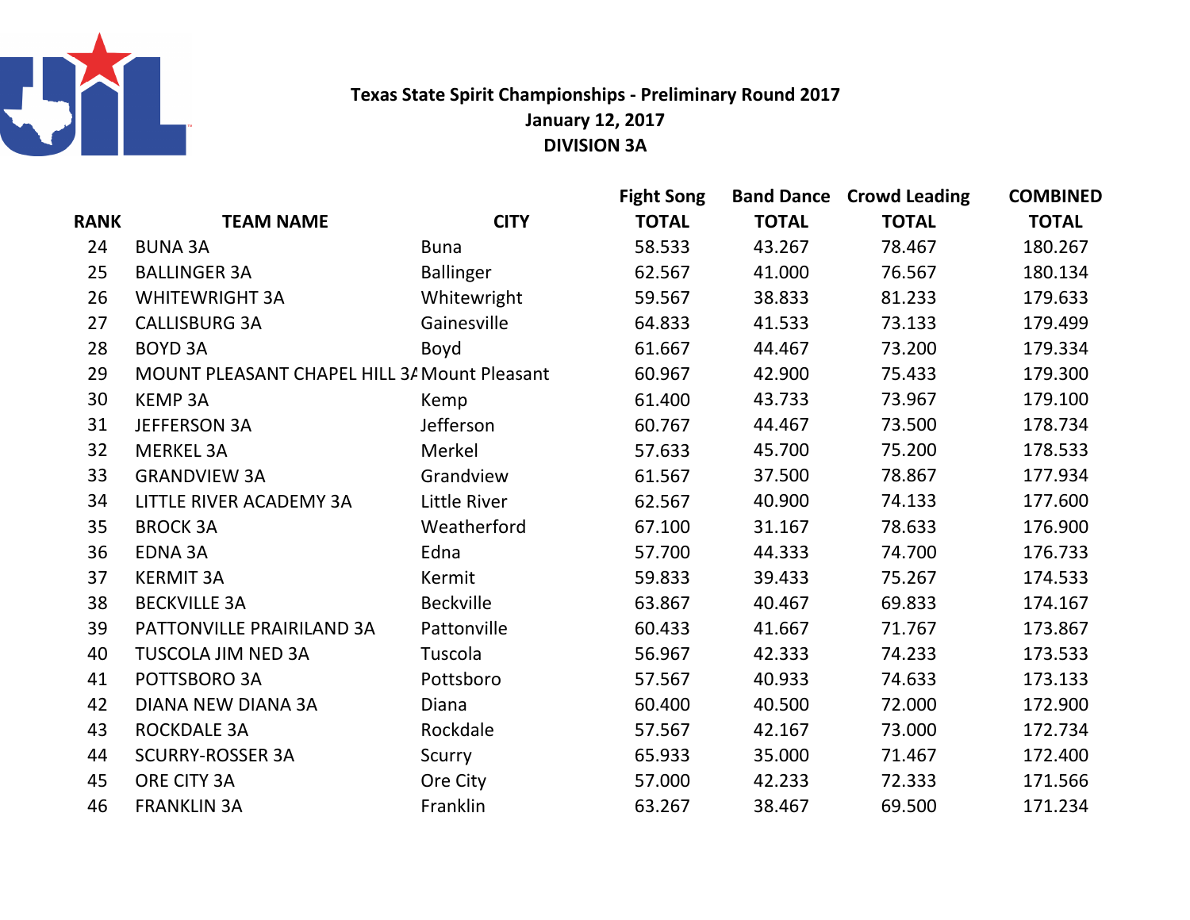# Texas State Spirit Championships - Preliminary Round 2017

**January 12, 2017**

**DIVISION 3A**

| RANK | TEAM NAME | CITY | Fight Song TOTAL | Band Dance TOTAL | Crowd Leading TOTAL | COMBINED TOTAL |
|---|---|---|---|---|---|---|
| 24 | BUNA 3A | Buna | 58.533 | 43.267 | 78.467 | 180.267 |
| 25 | BALLINGER 3A | Ballinger | 62.567 | 41.000 | 76.567 | 180.134 |
| 26 | WHITEWRIGHT 3A | Whitewright | 59.567 | 38.833 | 81.233 | 179.633 |
| 27 | CALLISBURG 3A | Gainesville | 64.833 | 41.533 | 73.133 | 179.499 |
| 28 | BOYD 3A | Boyd | 61.667 | 44.467 | 73.200 | 179.334 |
| 29 | MOUNT PLEASANT CHAPEL HILL 3A | Mount Pleasant | 60.967 | 42.900 | 75.433 | 179.300 |
| 30 | KEMP 3A | Kemp | 61.400 | 43.733 | 73.967 | 179.100 |
| 31 | JEFFERSON 3A | Jefferson | 60.767 | 44.467 | 73.500 | 178.734 |
| 32 | MERKEL 3A | Merkel | 57.633 | 45.700 | 75.200 | 178.533 |
| 33 | GRANDVIEW 3A | Grandview | 61.567 | 37.500 | 78.867 | 177.934 |
| 34 | LITTLE RIVER ACADEMY 3A | Little River | 62.567 | 40.900 | 74.133 | 177.600 |
| 35 | BROCK 3A | Weatherford | 67.100 | 31.167 | 78.633 | 176.900 |
| 36 | EDNA 3A | Edna | 57.700 | 44.333 | 74.700 | 176.733 |
| 37 | KERMIT 3A | Kermit | 59.833 | 39.433 | 75.267 | 174.533 |
| 38 | BECKVILLE 3A | Beckville | 63.867 | 40.467 | 69.833 | 174.167 |
| 39 | PATTONVILLE PRAIRILAND 3A | Pattonville | 60.433 | 41.667 | 71.767 | 173.867 |
| 40 | TUSCOLA JIM NED 3A | Tuscola | 56.967 | 42.333 | 74.233 | 173.533 |
| 41 | POTTSBORO 3A | Pottsboro | 57.567 | 40.933 | 74.633 | 173.133 |
| 42 | DIANA NEW DIANA 3A | Diana | 60.400 | 40.500 | 72.000 | 172.900 |
| 43 | ROCKDALE 3A | Rockdale | 57.567 | 42.167 | 73.000 | 172.734 |
| 44 | SCURRY-ROSSER 3A | Scurry | 65.933 | 35.000 | 71.467 | 172.400 |
| 45 | ORE CITY 3A | Ore City | 57.000 | 42.233 | 72.333 | 171.566 |
| 46 | FRANKLIN 3A | Franklin | 63.267 | 38.467 | 69.500 | 171.234 |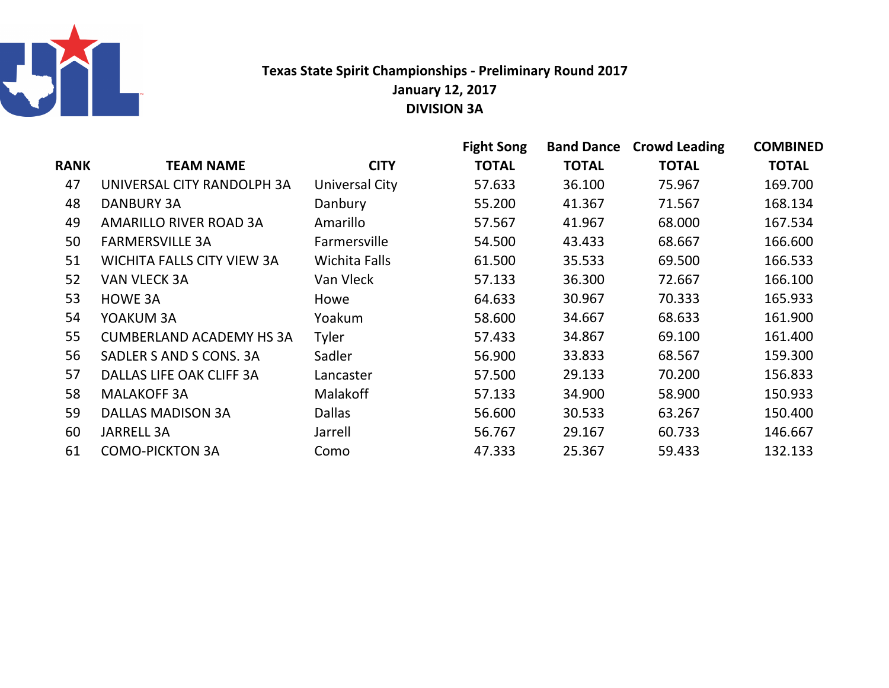**Texas State Spirit Championships - Preliminary Round 2017**

**January 12, 2017**

**DIVISION 3A**

| RANK | TEAM NAME | CITY | Fight Song TOTAL | Band Dance TOTAL | Crowd Leading TOTAL | COMBINED TOTAL |
|---|---|---|---|---|---|---|
| 47 | UNIVERSAL CITY RANDOLPH 3A | Universal City | 57.633 | 36.100 | 75.967 | 169.700 |
| 48 | DANBURY 3A | Danbury | 55.200 | 41.367 | 71.567 | 168.134 |
| 49 | AMARILLO RIVER ROAD 3A | Amarillo | 57.567 | 41.967 | 68.000 | 167.534 |
| 50 | FARMERSVILLE 3A | Farmersville | 54.500 | 43.433 | 68.667 | 166.600 |
| 51 | WICHITA FALLS CITY VIEW 3A | Wichita Falls | 61.500 | 35.533 | 69.500 | 166.533 |
| 52 | VAN VLECK 3A | Van Vleck | 57.133 | 36.300 | 72.667 | 166.100 |
| 53 | HOWE 3A | Howe | 64.633 | 30.967 | 70.333 | 165.933 |
| 54 | YOAKUM 3A | Yoakum | 58.600 | 34.667 | 68.633 | 161.900 |
| 55 | CUMBERLAND ACADEMY HS 3A | Tyler | 57.433 | 34.867 | 69.100 | 161.400 |
| 56 | SADLER S AND S CONS. 3A | Sadler | 56.900 | 33.833 | 68.567 | 159.300 |
| 57 | DALLAS LIFE OAK CLIFF 3A | Lancaster | 57.500 | 29.133 | 70.200 | 156.833 |
| 58 | MALAKOFF 3A | Malakoff | 57.133 | 34.900 | 58.900 | 150.933 |
| 59 | DALLAS MADISON 3A | Dallas | 56.600 | 30.533 | 63.267 | 150.400 |
| 60 | JARRELL 3A | Jarrell | 56.767 | 29.167 | 60.733 | 146.667 |
| 61 | COMO-PICKTON 3A | Como | 47.333 | 25.367 | 59.433 | 132.133 |